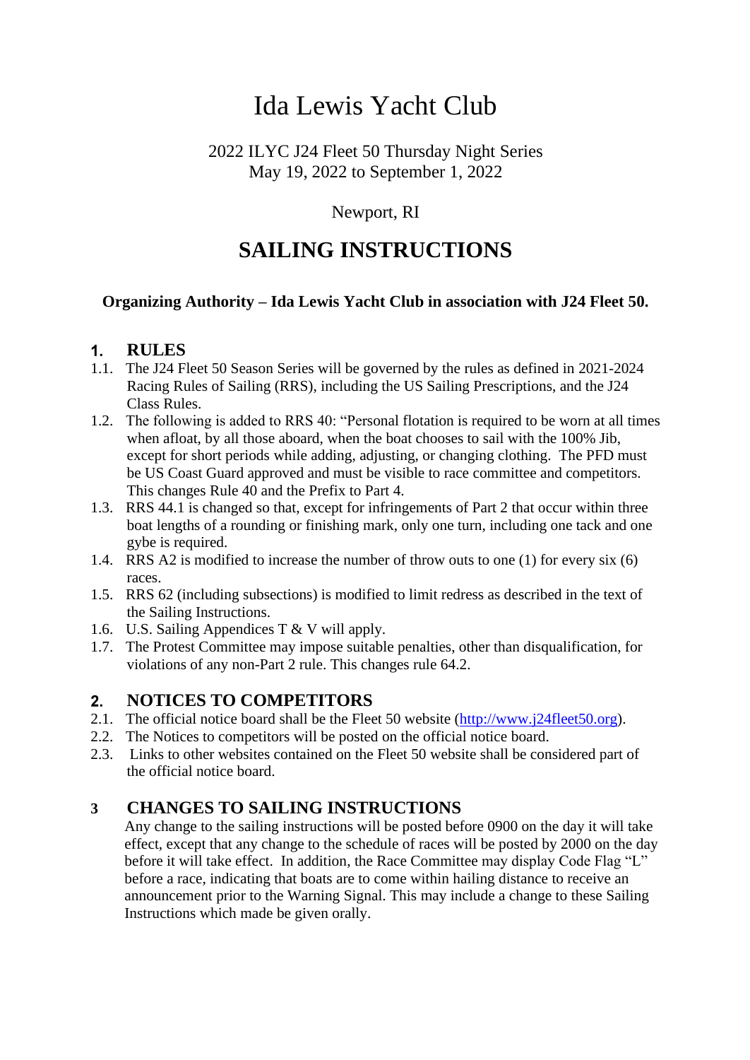# Ida Lewis Yacht Club

2022 ILYC J24 Fleet 50 Thursday Night Series
May 19, 2022 to September 1, 2022

Newport, RI

## SAILING INSTRUCTIONS

**Organizing Authority – Ida Lewis Yacht Club in association with J24 Fleet 50.**

### 1. RULES

1.1. The J24 Fleet 50 Season Series will be governed by the rules as defined in 2021-2024 Racing Rules of Sailing (RRS), including the US Sailing Prescriptions, and the J24 Class Rules.

1.2. The following is added to RRS 40: "Personal flotation is required to be worn at all times when afloat, by all those aboard, when the boat chooses to sail with the 100% Jib, except for short periods while adding, adjusting, or changing clothing. The PFD must be US Coast Guard approved and must be visible to race committee and competitors. This changes Rule 40 and the Prefix to Part 4.

1.3. RRS 44.1 is changed so that, except for infringements of Part 2 that occur within three boat lengths of a rounding or finishing mark, only one turn, including one tack and one gybe is required.

1.4. RRS A2 is modified to increase the number of throw outs to one (1) for every six (6) races.

1.5. RRS 62 (including subsections) is modified to limit redress as described in the text of the Sailing Instructions.

1.6. U.S. Sailing Appendices T & V will apply.

1.7. The Protest Committee may impose suitable penalties, other than disqualification, for violations of any non-Part 2 rule. This changes rule 64.2.

### 2. NOTICES TO COMPETITORS

2.1. The official notice board shall be the Fleet 50 website ([http://www.j24fleet50.org](http://www.j24fleet50.org)).

2.2. The Notices to competitors will be posted on the official notice board.

2.3. Links to other websites contained on the Fleet 50 website shall be considered part of the official notice board.

### 3 CHANGES TO SAILING INSTRUCTIONS

Any change to the sailing instructions will be posted before 0900 on the day it will take effect, except that any change to the schedule of races will be posted by 2000 on the day before it will take effect. In addition, the Race Committee may display Code Flag "L" before a race, indicating that boats are to come within hailing distance to receive an announcement prior to the Warning Signal. This may include a change to these Sailing Instructions which made be given orally.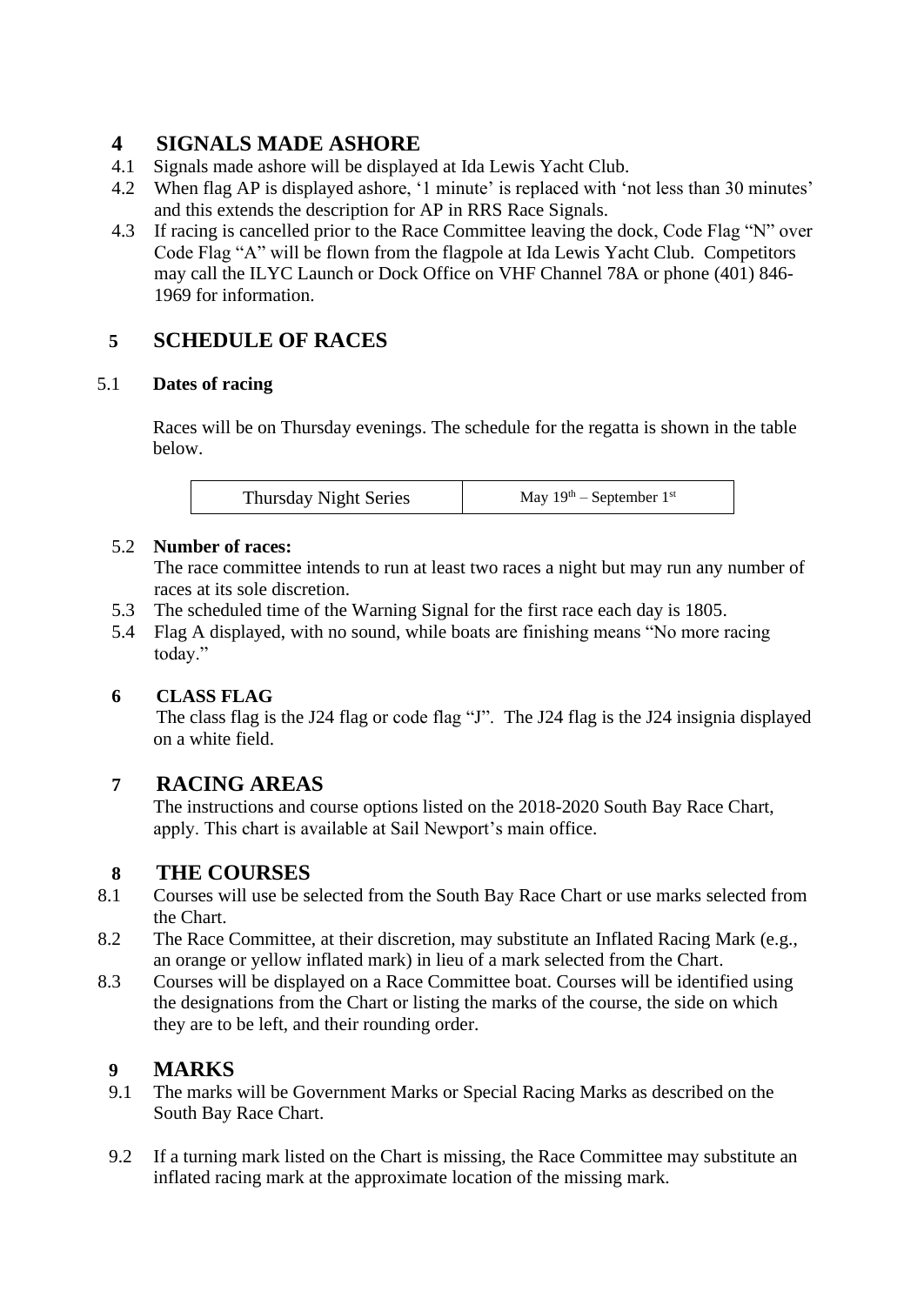## 4 SIGNALS MADE ASHORE

4.1 Signals made ashore will be displayed at Ida Lewis Yacht Club.

4.2 When flag AP is displayed ashore, '1 minute' is replaced with 'not less than 30 minutes' and this extends the description for AP in RRS Race Signals.

4.3 If racing is cancelled prior to the Race Committee leaving the dock, Code Flag "N" over Code Flag "A" will be flown from the flagpole at Ida Lewis Yacht Club. Competitors may call the ILYC Launch or Dock Office on VHF Channel 78A or phone (401) 846-1969 for information.

## 5 SCHEDULE OF RACES

5.1 **Dates of racing**

Races will be on Thursday evenings. The schedule for the regatta is shown in the table below.

| Thursday Night Series | May 19th – September 1st |
|---|---|

5.2 **Number of races:**
The race committee intends to run at least two races a night but may run any number of races at its sole discretion.

5.3 The scheduled time of the Warning Signal for the first race each day is 1805.

5.4 Flag A displayed, with no sound, while boats are finishing means "No more racing today."

### 6 CLASS FLAG

The class flag is the J24 flag or code flag "J". The J24 flag is the J24 insignia displayed on a white field.

## 7 RACING AREAS

The instructions and course options listed on the 2018-2020 South Bay Race Chart, apply. This chart is available at Sail Newport's main office.

## 8 THE COURSES

8.1 Courses will use be selected from the South Bay Race Chart or use marks selected from the Chart.

8.2 The Race Committee, at their discretion, may substitute an Inflated Racing Mark (e.g., an orange or yellow inflated mark) in lieu of a mark selected from the Chart.

8.3 Courses will be displayed on a Race Committee boat. Courses will be identified using the designations from the Chart or listing the marks of the course, the side on which they are to be left, and their rounding order.

## 9 MARKS

9.1 The marks will be Government Marks or Special Racing Marks as described on the South Bay Race Chart.

9.2 If a turning mark listed on the Chart is missing, the Race Committee may substitute an inflated racing mark at the approximate location of the missing mark.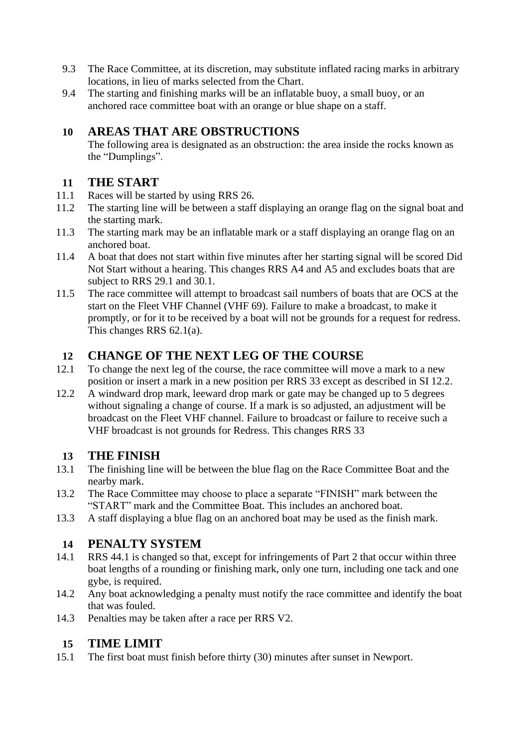9.3 The Race Committee, at its discretion, may substitute inflated racing marks in arbitrary locations, in lieu of marks selected from the Chart.

9.4 The starting and finishing marks will be an inflatable buoy, a small buoy, or an anchored race committee boat with an orange or blue shape on a staff.

## 10 AREAS THAT ARE OBSTRUCTIONS

The following area is designated as an obstruction: the area inside the rocks known as the "Dumplings".

## 11 THE START

11.1 Races will be started by using RRS 26.

11.2 The starting line will be between a staff displaying an orange flag on the signal boat and the starting mark.

11.3 The starting mark may be an inflatable mark or a staff displaying an orange flag on an anchored boat.

11.4 A boat that does not start within five minutes after her starting signal will be scored Did Not Start without a hearing. This changes RRS A4 and A5 and excludes boats that are subject to RRS 29.1 and 30.1.

11.5 The race committee will attempt to broadcast sail numbers of boats that are OCS at the start on the Fleet VHF Channel (VHF 69). Failure to make a broadcast, to make it promptly, or for it to be received by a boat will not be grounds for a request for redress. This changes RRS 62.1(a).

## 12 CHANGE OF THE NEXT LEG OF THE COURSE

12.1 To change the next leg of the course, the race committee will move a mark to a new position or insert a mark in a new position per RRS 33 except as described in SI 12.2.

12.2 A windward drop mark, leeward drop mark or gate may be changed up to 5 degrees without signaling a change of course. If a mark is so adjusted, an adjustment will be broadcast on the Fleet VHF channel. Failure to broadcast or failure to receive such a VHF broadcast is not grounds for Redress. This changes RRS 33

## 13 THE FINISH

13.1 The finishing line will be between the blue flag on the Race Committee Boat and the nearby mark.

13.2 The Race Committee may choose to place a separate "FINISH" mark between the "START" mark and the Committee Boat. This includes an anchored boat.

13.3 A staff displaying a blue flag on an anchored boat may be used as the finish mark.

## 14 PENALTY SYSTEM

14.1 RRS 44.1 is changed so that, except for infringements of Part 2 that occur within three boat lengths of a rounding or finishing mark, only one turn, including one tack and one gybe, is required.

14.2 Any boat acknowledging a penalty must notify the race committee and identify the boat that was fouled.

14.3 Penalties may be taken after a race per RRS V2.

## 15 TIME LIMIT

15.1 The first boat must finish before thirty (30) minutes after sunset in Newport.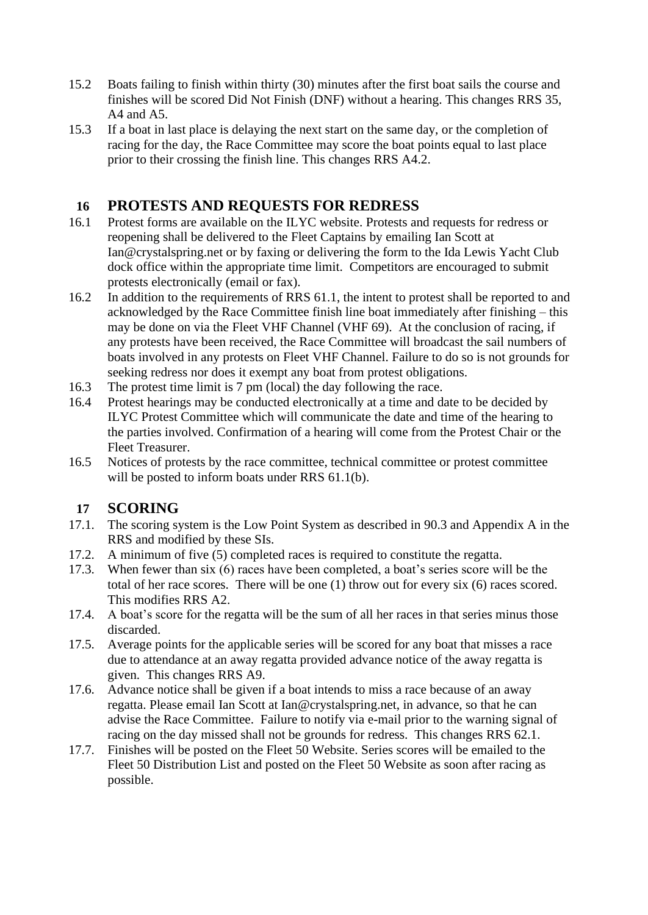15.2 Boats failing to finish within thirty (30) minutes after the first boat sails the course and finishes will be scored Did Not Finish (DNF) without a hearing. This changes RRS 35, A4 and A5.

15.3 If a boat in last place is delaying the next start on the same day, or the completion of racing for the day, the Race Committee may score the boat points equal to last place prior to their crossing the finish line. This changes RRS A4.2.

## 16 PROTESTS AND REQUESTS FOR REDRESS

16.1 Protest forms are available on the ILYC website. Protests and requests for redress or reopening shall be delivered to the Fleet Captains by emailing Ian Scott at Ian@crystalspring.net or by faxing or delivering the form to the Ida Lewis Yacht Club dock office within the appropriate time limit. Competitors are encouraged to submit protests electronically (email or fax).

16.2 In addition to the requirements of RRS 61.1, the intent to protest shall be reported to and acknowledged by the Race Committee finish line boat immediately after finishing – this may be done on via the Fleet VHF Channel (VHF 69). At the conclusion of racing, if any protests have been received, the Race Committee will broadcast the sail numbers of boats involved in any protests on Fleet VHF Channel. Failure to do so is not grounds for seeking redress nor does it exempt any boat from protest obligations.

16.3 The protest time limit is 7 pm (local) the day following the race.

16.4 Protest hearings may be conducted electronically at a time and date to be decided by ILYC Protest Committee which will communicate the date and time of the hearing to the parties involved. Confirmation of a hearing will come from the Protest Chair or the Fleet Treasurer.

16.5 Notices of protests by the race committee, technical committee or protest committee will be posted to inform boats under RRS 61.1(b).

## 17 SCORING

17.1. The scoring system is the Low Point System as described in 90.3 and Appendix A in the RRS and modified by these SIs.

17.2. A minimum of five (5) completed races is required to constitute the regatta.

17.3. When fewer than six (6) races have been completed, a boat's series score will be the total of her race scores. There will be one (1) throw out for every six (6) races scored. This modifies RRS A2.

17.4. A boat's score for the regatta will be the sum of all her races in that series minus those discarded.

17.5. Average points for the applicable series will be scored for any boat that misses a race due to attendance at an away regatta provided advance notice of the away regatta is given. This changes RRS A9.

17.6. Advance notice shall be given if a boat intends to miss a race because of an away regatta. Please email Ian Scott at Ian@crystalspring.net, in advance, so that he can advise the Race Committee. Failure to notify via e-mail prior to the warning signal of racing on the day missed shall not be grounds for redress. This changes RRS 62.1.

17.7. Finishes will be posted on the Fleet 50 Website. Series scores will be emailed to the Fleet 50 Distribution List and posted on the Fleet 50 Website as soon after racing as possible.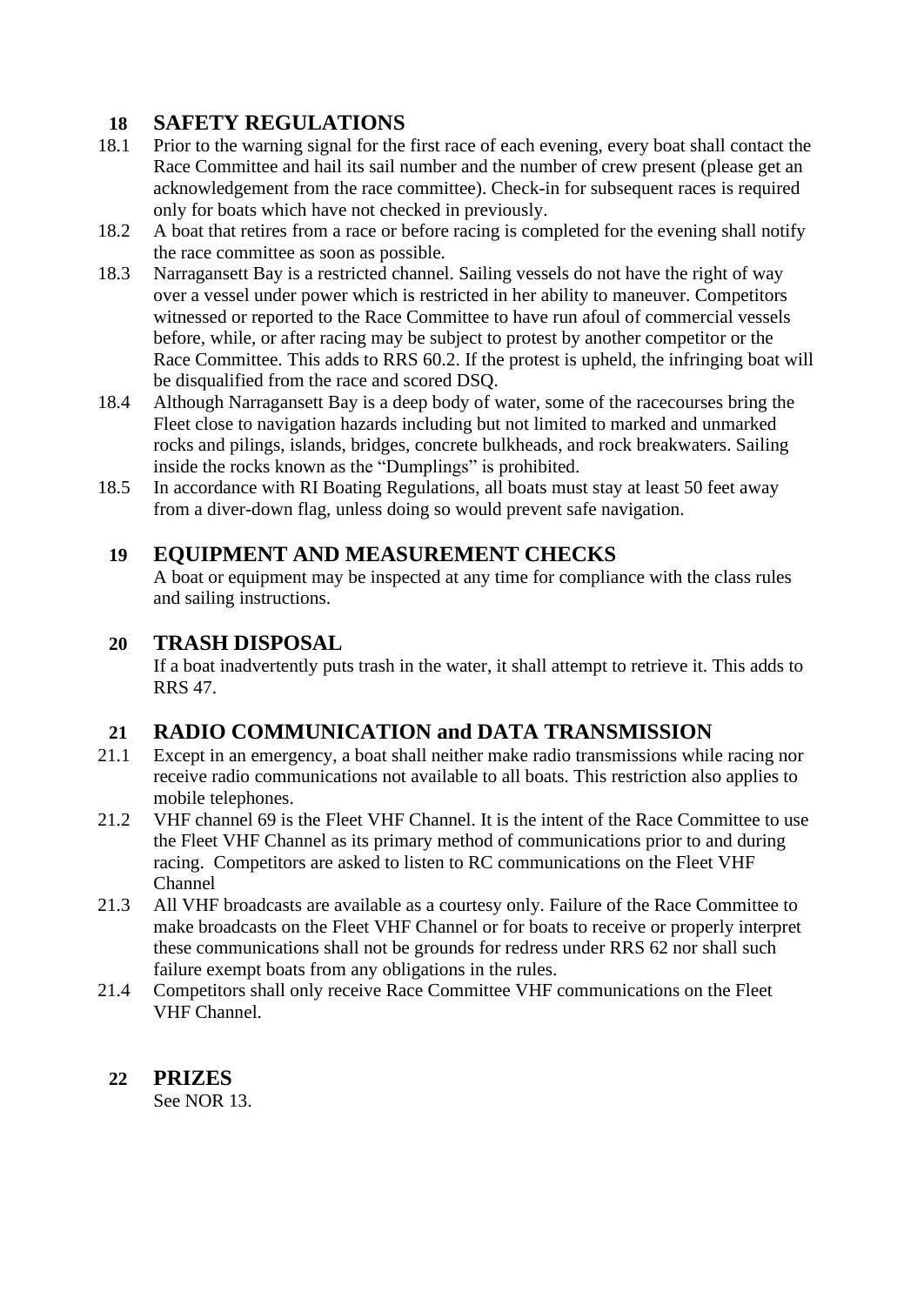## 18 SAFETY REGULATIONS

18.1 Prior to the warning signal for the first race of each evening, every boat shall contact the Race Committee and hail its sail number and the number of crew present (please get an acknowledgement from the race committee). Check-in for subsequent races is required only for boats which have not checked in previously.

18.2 A boat that retires from a race or before racing is completed for the evening shall notify the race committee as soon as possible.

18.3 Narragansett Bay is a restricted channel. Sailing vessels do not have the right of way over a vessel under power which is restricted in her ability to maneuver. Competitors witnessed or reported to the Race Committee to have run afoul of commercial vessels before, while, or after racing may be subject to protest by another competitor or the Race Committee. This adds to RRS 60.2. If the protest is upheld, the infringing boat will be disqualified from the race and scored DSQ.

18.4 Although Narragansett Bay is a deep body of water, some of the racecourses bring the Fleet close to navigation hazards including but not limited to marked and unmarked rocks and pilings, islands, bridges, concrete bulkheads, and rock breakwaters. Sailing inside the rocks known as the "Dumplings" is prohibited.

18.5 In accordance with RI Boating Regulations, all boats must stay at least 50 feet away from a diver-down flag, unless doing so would prevent safe navigation.

## 19 EQUIPMENT AND MEASUREMENT CHECKS

A boat or equipment may be inspected at any time for compliance with the class rules and sailing instructions.

## 20 TRASH DISPOSAL

If a boat inadvertently puts trash in the water, it shall attempt to retrieve it. This adds to RRS 47.

## 21 RADIO COMMUNICATION and DATA TRANSMISSION

21.1 Except in an emergency, a boat shall neither make radio transmissions while racing nor receive radio communications not available to all boats. This restriction also applies to mobile telephones.

21.2 VHF channel 69 is the Fleet VHF Channel. It is the intent of the Race Committee to use the Fleet VHF Channel as its primary method of communications prior to and during racing. Competitors are asked to listen to RC communications on the Fleet VHF Channel

21.3 All VHF broadcasts are available as a courtesy only. Failure of the Race Committee to make broadcasts on the Fleet VHF Channel or for boats to receive or properly interpret these communications shall not be grounds for redress under RRS 62 nor shall such failure exempt boats from any obligations in the rules.

21.4 Competitors shall only receive Race Committee VHF communications on the Fleet VHF Channel.

## 22 PRIZES

See NOR 13.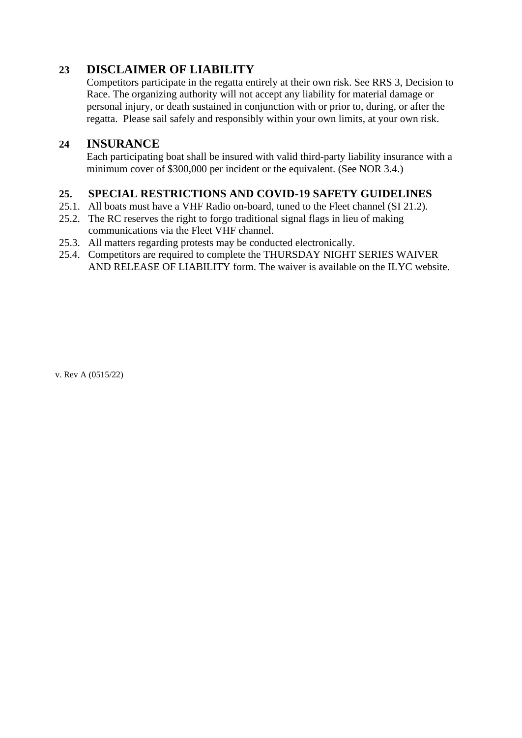## 23 DISCLAIMER OF LIABILITY

Competitors participate in the regatta entirely at their own risk. See RRS 3, Decision to Race. The organizing authority will not accept any liability for material damage or personal injury, or death sustained in conjunction with or prior to, during, or after the regatta. Please sail safely and responsibly within your own limits, at your own risk.

## 24 INSURANCE

Each participating boat shall be insured with valid third-party liability insurance with a minimum cover of $300,000 per incident or the equivalent. (See NOR 3.4.)

## 25. SPECIAL RESTRICTIONS AND COVID-19 SAFETY GUIDELINES

25.1. All boats must have a VHF Radio on-board, tuned to the Fleet channel (SI 21.2).

25.2. The RC reserves the right to forgo traditional signal flags in lieu of making communications via the Fleet VHF channel.

25.3. All matters regarding protests may be conducted electronically.

25.4. Competitors are required to complete the THURSDAY NIGHT SERIES WAIVER AND RELEASE OF LIABILITY form. The waiver is available on the ILYC website.

v. Rev A (0515/22)